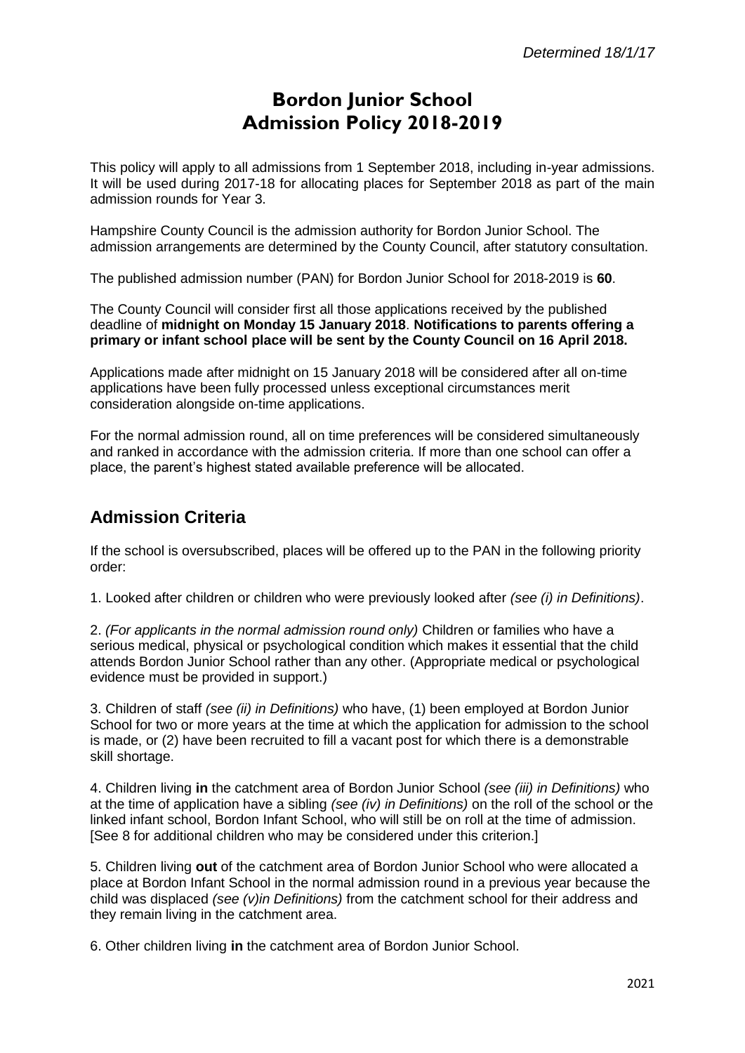*Determined 18/1/17*

# Bordon Junior School Admission Policy 2018-2019

This policy will apply to all admissions from 1 September 2018, including in-year admissions. It will be used during 2017-18 for allocating places for September 2018 as part of the main admission rounds for Year 3.

Hampshire County Council is the admission authority for Bordon Junior School. The admission arrangements are determined by the County Council, after statutory consultation.

The published admission number (PAN) for Bordon Junior School for 2018-2019 is **60**.

The County Council will consider first all those applications received by the published deadline of **midnight on Monday 15 January 2018**. **Notifications to parents offering a primary or infant school place will be sent by the County Council on 16 April 2018.**

Applications made after midnight on 15 January 2018 will be considered after all on-time applications have been fully processed unless exceptional circumstances merit consideration alongside on-time applications.

For the normal admission round, all on time preferences will be considered simultaneously and ranked in accordance with the admission criteria. If more than one school can offer a place, the parent's highest stated available preference will be allocated.

## Admission Criteria

If the school is oversubscribed, places will be offered up to the PAN in the following priority order:

1. Looked after children or children who were previously looked after *(see (i) in Definitions)*.

2. *(For applicants in the normal admission round only)* Children or families who have a serious medical, physical or psychological condition which makes it essential that the child attends Bordon Junior School rather than any other. (Appropriate medical or psychological evidence must be provided in support.)

3. Children of staff *(see (ii) in Definitions)* who have, (1) been employed at Bordon Junior School for two or more years at the time at which the application for admission to the school is made, or (2) have been recruited to fill a vacant post for which there is a demonstrable skill shortage.

4. Children living **in** the catchment area of Bordon Junior School *(see (iii) in Definitions)* who at the time of application have a sibling *(see (iv) in Definitions)* on the roll of the school or the linked infant school, Bordon Infant School, who will still be on roll at the time of admission. [See 8 for additional children who may be considered under this criterion.]

5. Children living **out** of the catchment area of Bordon Junior School who were allocated a place at Bordon Infant School in the normal admission round in a previous year because the child was displaced *(see (v)in Definitions)* from the catchment school for their address and they remain living in the catchment area.

6. Other children living **in** the catchment area of Bordon Junior School.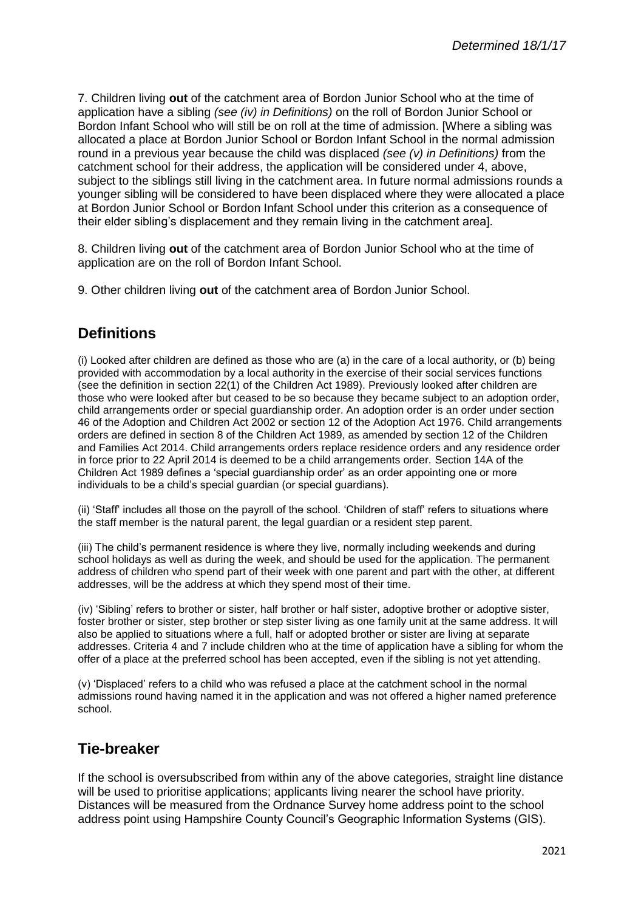7. Children living **out** of the catchment area of Bordon Junior School who at the time of application have a sibling *(see (iv) in Definitions)* on the roll of Bordon Junior School or Bordon Infant School who will still be on roll at the time of admission. [Where a sibling was allocated a place at Bordon Junior School or Bordon Infant School in the normal admission round in a previous year because the child was displaced *(see (v) in Definitions)* from the catchment school for their address, the application will be considered under 4, above, subject to the siblings still living in the catchment area. In future normal admissions rounds a younger sibling will be considered to have been displaced where they were allocated a place at Bordon Junior School or Bordon Infant School under this criterion as a consequence of their elder sibling's displacement and they remain living in the catchment area].

8. Children living **out** of the catchment area of Bordon Junior School who at the time of application are on the roll of Bordon Infant School.

9. Other children living **out** of the catchment area of Bordon Junior School.

## Definitions

(i) Looked after children are defined as those who are (a) in the care of a local authority, or (b) being provided with accommodation by a local authority in the exercise of their social services functions (see the definition in section 22(1) of the Children Act 1989). Previously looked after children are those who were looked after but ceased to be so because they became subject to an adoption order, child arrangements order or special guardianship order. An adoption order is an order under section 46 of the Adoption and Children Act 2002 or section 12 of the Adoption Act 1976. Child arrangements orders are defined in section 8 of the Children Act 1989, as amended by section 12 of the Children and Families Act 2014. Child arrangements orders replace residence orders and any residence order in force prior to 22 April 2014 is deemed to be a child arrangements order. Section 14A of the Children Act 1989 defines a 'special guardianship order' as an order appointing one or more individuals to be a child's special guardian (or special guardians).

(ii) 'Staff' includes all those on the payroll of the school. 'Children of staff' refers to situations where the staff member is the natural parent, the legal guardian or a resident step parent.

(iii) The child's permanent residence is where they live, normally including weekends and during school holidays as well as during the week, and should be used for the application. The permanent address of children who spend part of their week with one parent and part with the other, at different addresses, will be the address at which they spend most of their time.

(iv) 'Sibling' refers to brother or sister, half brother or half sister, adoptive brother or adoptive sister, foster brother or sister, step brother or step sister living as one family unit at the same address. It will also be applied to situations where a full, half or adopted brother or sister are living at separate addresses. Criteria 4 and 7 include children who at the time of application have a sibling for whom the offer of a place at the preferred school has been accepted, even if the sibling is not yet attending.

(v) 'Displaced' refers to a child who was refused a place at the catchment school in the normal admissions round having named it in the application and was not offered a higher named preference school.

## Tie-breaker

If the school is oversubscribed from within any of the above categories, straight line distance will be used to prioritise applications; applicants living nearer the school have priority. Distances will be measured from the Ordnance Survey home address point to the school address point using Hampshire County Council's Geographic Information Systems (GIS).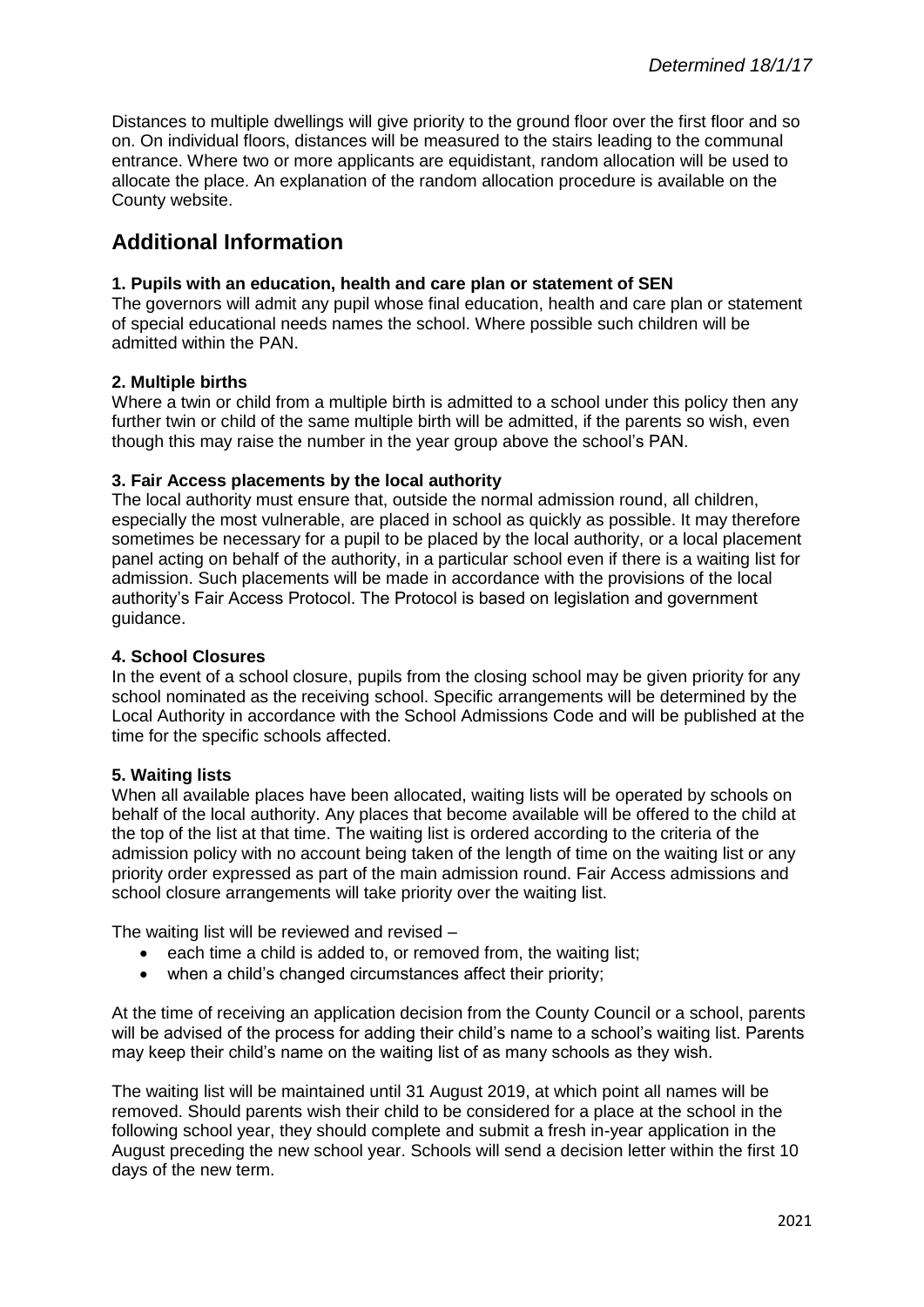Distances to multiple dwellings will give priority to the ground floor over the first floor and so on. On individual floors, distances will be measured to the stairs leading to the communal entrance. Where two or more applicants are equidistant, random allocation will be used to allocate the place. An explanation of the random allocation procedure is available on the County website.

## Additional Information

**1. Pupils with an education, health and care plan or statement of SEN**

The governors will admit any pupil whose final education, health and care plan or statement of special educational needs names the school. Where possible such children will be admitted within the PAN.

**2. Multiple births**

Where a twin or child from a multiple birth is admitted to a school under this policy then any further twin or child of the same multiple birth will be admitted, if the parents so wish, even though this may raise the number in the year group above the school's PAN.

**3. Fair Access placements by the local authority**

The local authority must ensure that, outside the normal admission round, all children, especially the most vulnerable, are placed in school as quickly as possible. It may therefore sometimes be necessary for a pupil to be placed by the local authority, or a local placement panel acting on behalf of the authority, in a particular school even if there is a waiting list for admission. Such placements will be made in accordance with the provisions of the local authority's Fair Access Protocol. The Protocol is based on legislation and government guidance.

**4. School Closures**

In the event of a school closure, pupils from the closing school may be given priority for any school nominated as the receiving school. Specific arrangements will be determined by the Local Authority in accordance with the School Admissions Code and will be published at the time for the specific schools affected.

**5. Waiting lists**

When all available places have been allocated, waiting lists will be operated by schools on behalf of the local authority. Any places that become available will be offered to the child at the top of the list at that time. The waiting list is ordered according to the criteria of the admission policy with no account being taken of the length of time on the waiting list or any priority order expressed as part of the main admission round. Fair Access admissions and school closure arrangements will take priority over the waiting list.

The waiting list will be reviewed and revised –

- each time a child is added to, or removed from, the waiting list;
- when a child's changed circumstances affect their priority;

At the time of receiving an application decision from the County Council or a school, parents will be advised of the process for adding their child's name to a school's waiting list. Parents may keep their child's name on the waiting list of as many schools as they wish.

The waiting list will be maintained until 31 August 2019, at which point all names will be removed. Should parents wish their child to be considered for a place at the school in the following school year, they should complete and submit a fresh in-year application in the August preceding the new school year. Schools will send a decision letter within the first 10 days of the new term.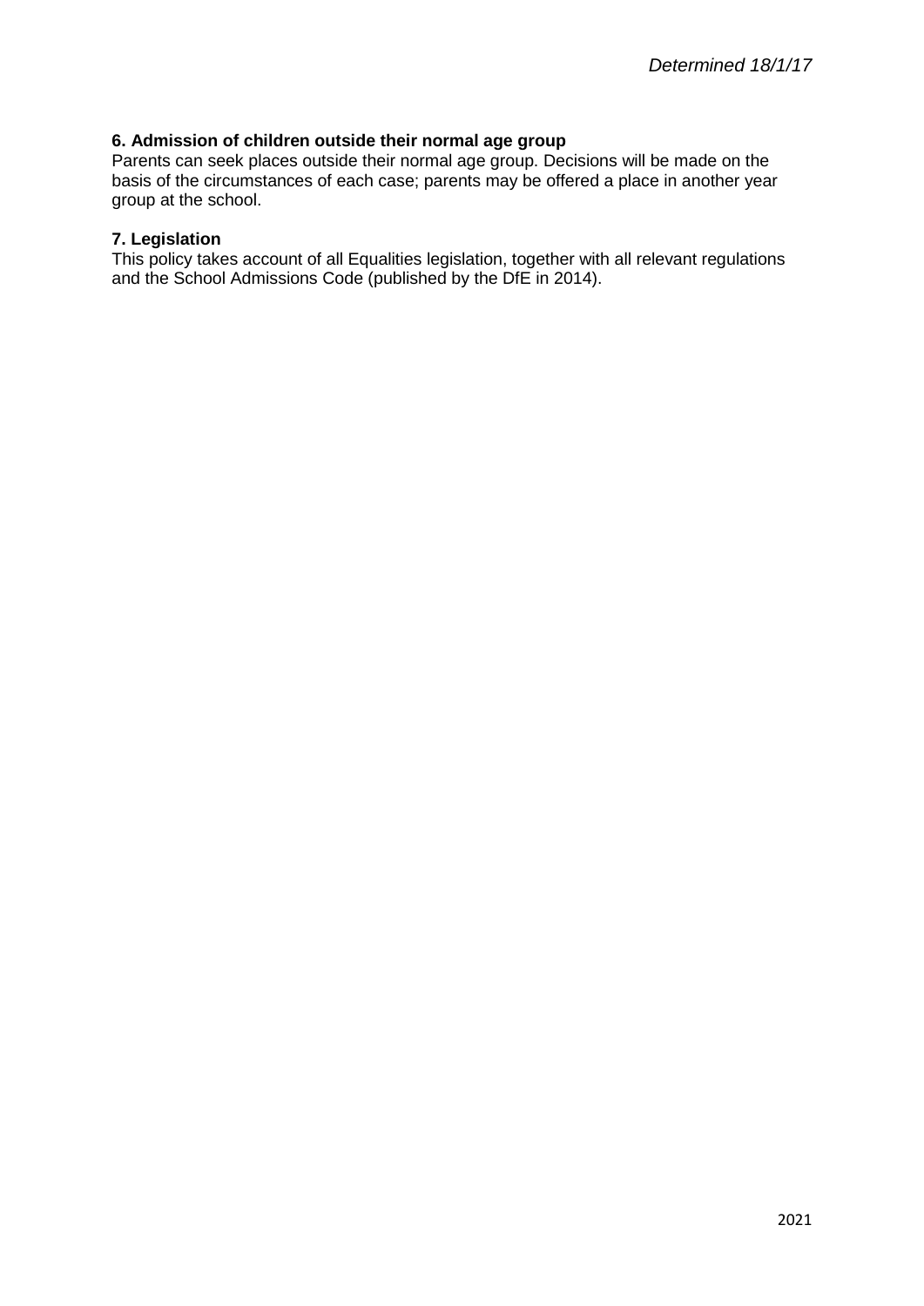### 6. Admission of children outside their normal age group

Parents can seek places outside their normal age group. Decisions will be made on the basis of the circumstances of each case; parents may be offered a place in another year group at the school.

### 7. Legislation

This policy takes account of all Equalities legislation, together with all relevant regulations and the School Admissions Code (published by the DfE in 2014).